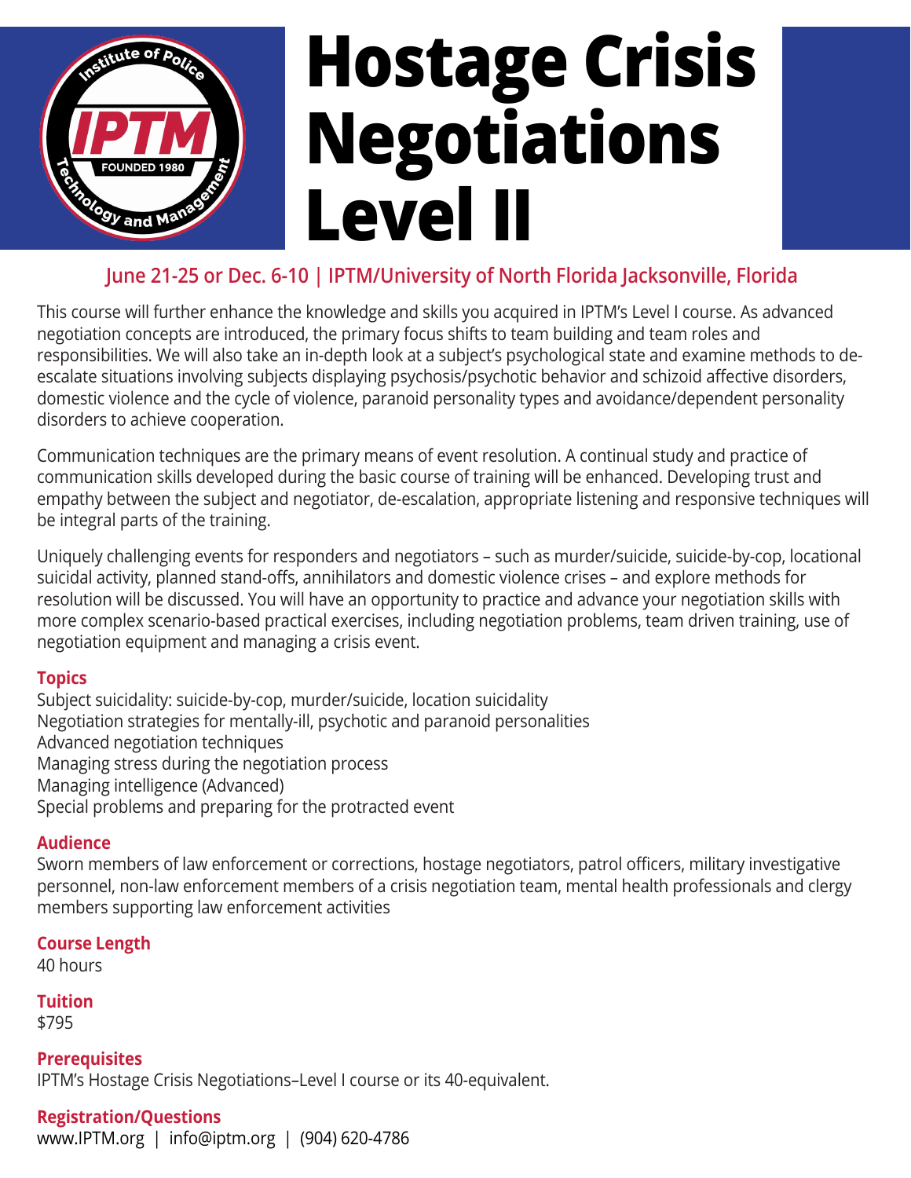# Hostage Crisis Negotiations Level II

**June 21-25 or Dec. 6-10 | IPTM/University of North Florida Jacksonville, Florida**

This course will further enhance the knowledge and skills you acquired in IPTM's Level I course. As advanced negotiation concepts are introduced, the primary focus shifts to team building and team roles and responsibilities. We will also take an in-depth look at a subject's psychological state and examine methods to de-escalate situations involving subjects displaying psychosis/psychotic behavior and schizoid affective disorders, domestic violence and the cycle of violence, paranoid personality types and avoidance/dependent personality disorders to achieve cooperation.

Communication techniques are the primary means of event resolution. A continual study and practice of communication skills developed during the basic course of training will be enhanced. Developing trust and empathy between the subject and negotiator, de-escalation, appropriate listening and responsive techniques will be integral parts of the training.

Uniquely challenging events for responders and negotiators – such as murder/suicide, suicide-by-cop, locational suicidal activity, planned stand-offs, annihilators and domestic violence crises – and explore methods for resolution will be discussed. You will have an opportunity to practice and advance your negotiation skills with more complex scenario-based practical exercises, including negotiation problems, team driven training, use of negotiation equipment and managing a crisis event.

## Topics

Subject suicidality: suicide-by-cop, murder/suicide, location suicidality
Negotiation strategies for mentally-ill, psychotic and paranoid personalities
Advanced negotiation techniques
Managing stress during the negotiation process
Managing intelligence (Advanced)
Special problems and preparing for the protracted event

## Audience

Sworn members of law enforcement or corrections, hostage negotiators, patrol officers, military investigative personnel, non-law enforcement members of a crisis negotiation team, mental health professionals and clergy members supporting law enforcement activities

## Course Length

40 hours

## Tuition

$795

## Prerequisites

IPTM's Hostage Crisis Negotiations–Level I course or its 40-equivalent.

## Registration/Questions

www.IPTM.org | info@iptm.org | (904) 620-4786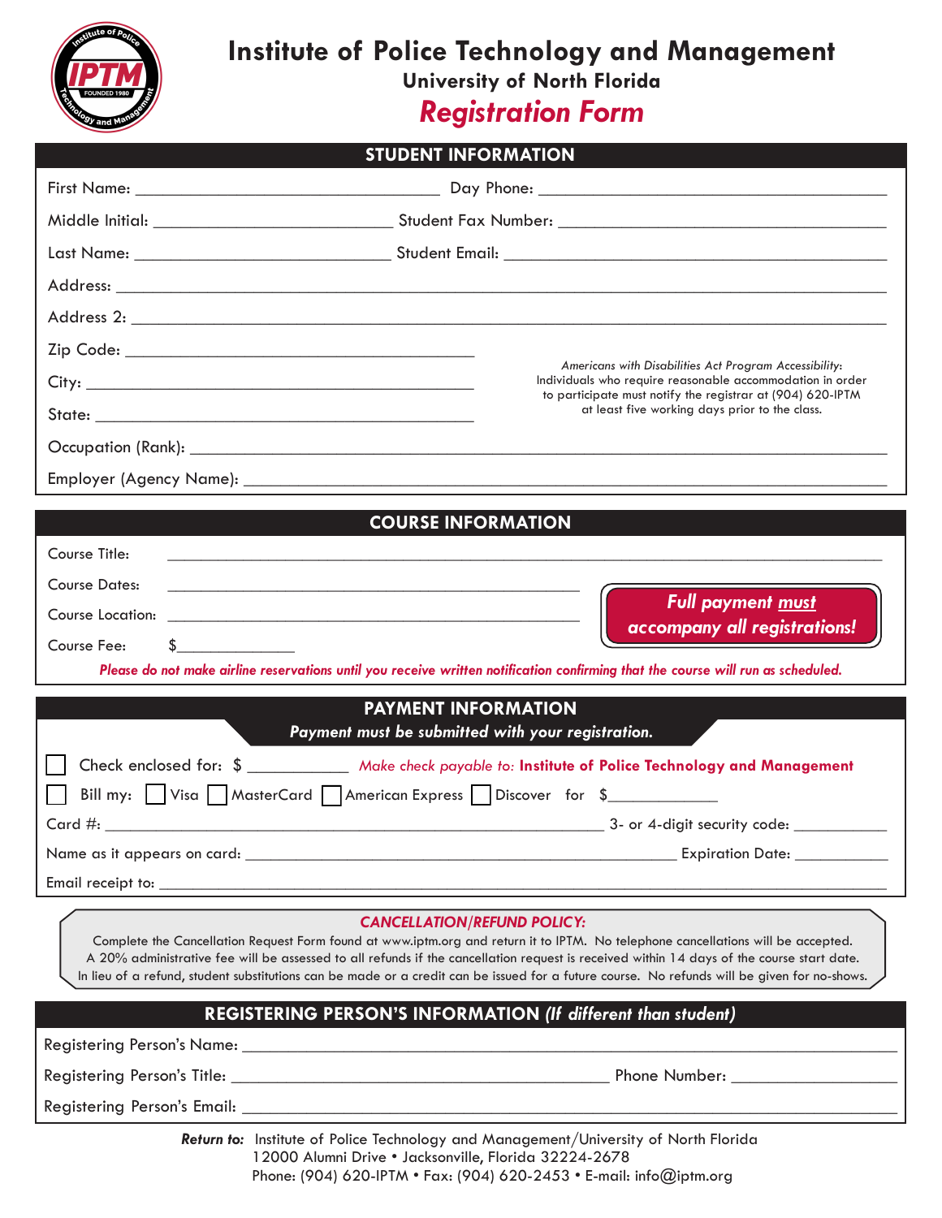# Institute of Police Technology and Management

## University of North Florida

## *Registration Form*

### STUDENT INFORMATION

First Name: ______________________ Day Phone: ______________________

Middle Initial: ______________________ Student Fax Number: ______________________

Last Name: ______________________ Student Email: ______________________

Address: ______________________________________________

Address 2: ______________________________________________

Zip Code: ______________________

City: ______________________

State: ______________________

*Americans with Disabilities Act Program Accessibility:* Individuals who require reasonable accommodation in order to participate must notify the registrar at (904) 620-IPTM at least five working days prior to the class.

Occupation (Rank): ______________________________________________

Employer (Agency Name): ______________________________________________

### COURSE INFORMATION

Course Title: ______________________________________________

Course Dates: ______________________

Course Location: ______________________

Course Fee: $______________

***Full payment must accompany all registrations!***

***Please do not make airline reservations until you receive written notification confirming that the course will run as scheduled.***

### PAYMENT INFORMATION

***Payment must be submitted with your registration.***

☐ Check enclosed for: $ __________ *Make check payable to:* **Institute of Police Technology and Management**

☐ Bill my: ☐ Visa ☐ MasterCard ☐ American Express ☐ Discover for $__________

Card #: ______________________________ 3- or 4-digit security code: __________

Name as it appears on card: ______________________________ Expiration Date: __________

Email receipt to: ______________________________________________

***CANCELLATION/REFUND POLICY:***

Complete the Cancellation Request Form found at www.iptm.org and return it to IPTM. No telephone cancellations will be accepted. A 20% administrative fee will be assessed to all refunds if the cancellation request is received within 14 days of the course start date. In lieu of a refund, student substitutions can be made or a credit can be issued for a future course. No refunds will be given for no-shows.

### REGISTERING PERSON'S INFORMATION *(If different than student)*

Registering Person's Name: ______________________________________________

Registering Person's Title: ______________________ Phone Number: ______________________

Registering Person's Email: ______________________________________________

***Return to:*** Institute of Police Technology and Management/University of North Florida
12000 Alumni Drive • Jacksonville, Florida 32224-2678
Phone: (904) 620-IPTM • Fax: (904) 620-2453 • E-mail: info@iptm.org